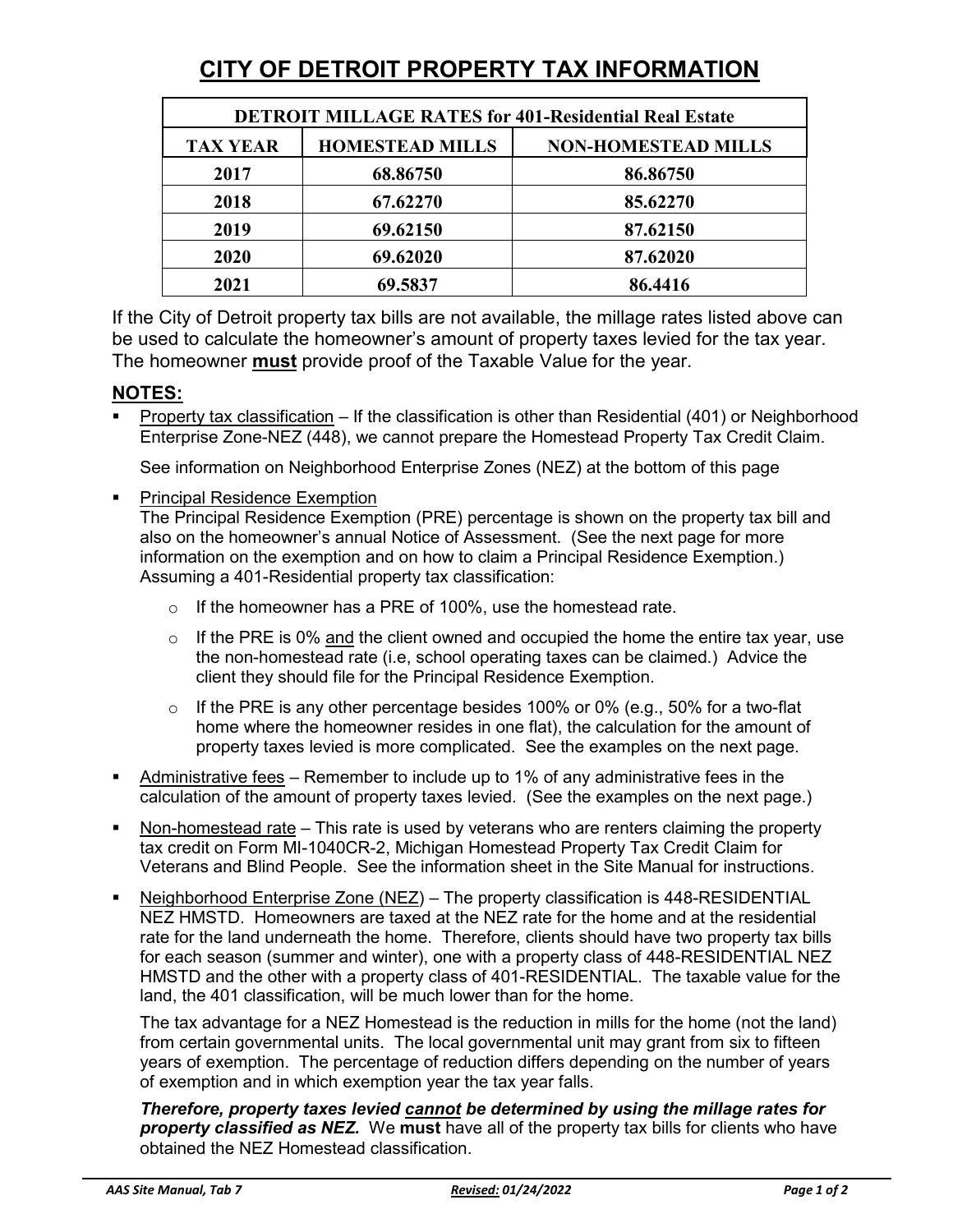# CITY OF DETROIT PROPERTY TAX INFORMATION

| DETROIT MILLAGE RATES for 401-Residential Real Estate | | |
|---|---|---|
| **TAX YEAR** | **HOMESTEAD MILLS** | **NON-HOMESTEAD MILLS** |
| **2017** | **68.86750** | **86.86750** |
| **2018** | **67.62270** | **85.62270** |
| **2019** | **69.62150** | **87.62150** |
| **2020** | **69.62020** | **87.62020** |
| **2021** | **69.5837** | **86.4416** |

If the City of Detroit property tax bills are not available, the millage rates listed above can be used to calculate the homeowner's amount of property taxes levied for the tax year. The homeowner **must** provide proof of the Taxable Value for the year.

## NOTES:

- Property tax classification – If the classification is other than Residential (401) or Neighborhood Enterprise Zone-NEZ (448), we cannot prepare the Homestead Property Tax Credit Claim.

  See information on Neighborhood Enterprise Zones (NEZ) at the bottom of this page

- Principal Residence Exemption
  The Principal Residence Exemption (PRE) percentage is shown on the property tax bill and also on the homeowner's annual Notice of Assessment. (See the next page for more information on the exemption and on how to claim a Principal Residence Exemption.) Assuming a 401-Residential property tax classification:

  - If the homeowner has a PRE of 100%, use the homestead rate.
  - If the PRE is 0% and the client owned and occupied the home the entire tax year, use the non-homestead rate (i.e, school operating taxes can be claimed.) Advice the client they should file for the Principal Residence Exemption.
  - If the PRE is any other percentage besides 100% or 0% (e.g., 50% for a two-flat home where the homeowner resides in one flat), the calculation for the amount of property taxes levied is more complicated. See the examples on the next page.

- Administrative fees – Remember to include up to 1% of any administrative fees in the calculation of the amount of property taxes levied. (See the examples on the next page.)

- Non-homestead rate – This rate is used by veterans who are renters claiming the property tax credit on Form MI-1040CR-2, Michigan Homestead Property Tax Credit Claim for Veterans and Blind People. See the information sheet in the Site Manual for instructions.

- Neighborhood Enterprise Zone (NEZ) – The property classification is 448-RESIDENTIAL NEZ HMSTD. Homeowners are taxed at the NEZ rate for the home and at the residential rate for the land underneath the home. Therefore, clients should have two property tax bills for each season (summer and winter), one with a property class of 448-RESIDENTIAL NEZ HMSTD and the other with a property class of 401-RESIDENTIAL. The taxable value for the land, the 401 classification, will be much lower than for the home.

  The tax advantage for a NEZ Homestead is the reduction in mills for the home (not the land) from certain governmental units. The local governmental unit may grant from six to fifteen years of exemption. The percentage of reduction differs depending on the number of years of exemption and in which exemption year the tax year falls.

  ***Therefore, property taxes levied cannot be determined by using the millage rates for property classified as NEZ.*** We **must** have all of the property tax bills for clients who have obtained the NEZ Homestead classification.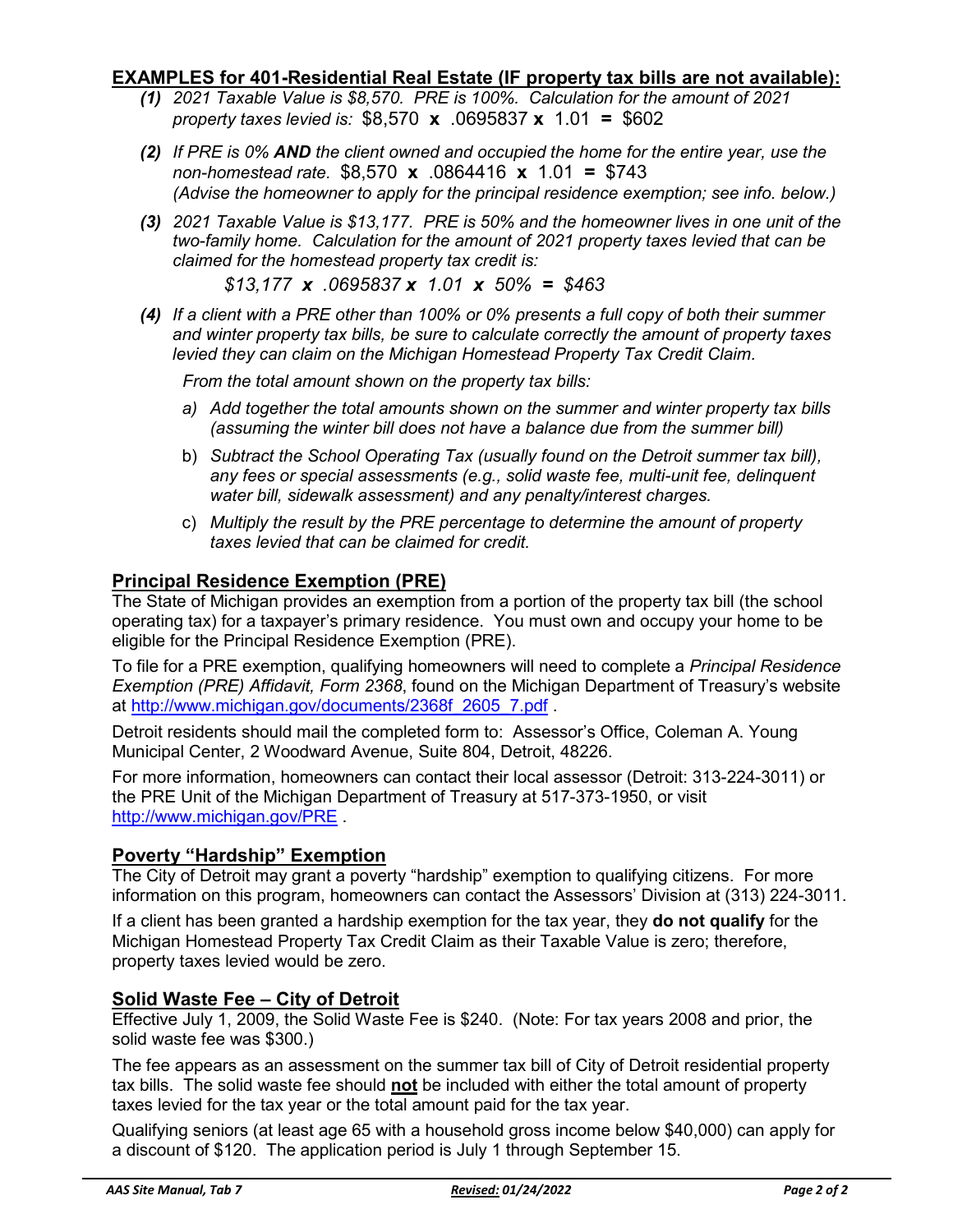## EXAMPLES for 401-Residential Real Estate (IF property tax bills are not available):

***(1)*** *2021 Taxable Value is $8,570. PRE is 100%. Calculation for the amount of 2021 property taxes levied is:* $8,570 **x** .0695837 **x** 1.01 **=** $602

***(2)*** *If PRE is 0%* ***AND*** *the client owned and occupied the home for the entire year, use the non-homestead rate.* $8,570 **x** .0864416 **x** 1.01 **=** $743
*(Advise the homeowner to apply for the principal residence exemption; see info. below.)*

***(3)*** *2021 Taxable Value is $13,177. PRE is 50% and the homeowner lives in one unit of the two-family home. Calculation for the amount of 2021 property taxes levied that can be claimed for the homestead property tax credit is:*

*$13,177* ***x*** *.0695837* ***x*** *1.01* ***x*** *50%* ***=*** *$463*

***(4)*** *If a client with a PRE other than 100% or 0% presents a full copy of both their summer and winter property tax bills, be sure to calculate correctly the amount of property taxes levied they can claim on the Michigan Homestead Property Tax Credit Claim.*

*From the total amount shown on the property tax bills:*

a) *Add together the total amounts shown on the summer and winter property tax bills (assuming the winter bill does not have a balance due from the summer bill)*

b) *Subtract the School Operating Tax (usually found on the Detroit summer tax bill), any fees or special assessments (e.g., solid waste fee, multi-unit fee, delinquent water bill, sidewalk assessment) and any penalty/interest charges.*

c) *Multiply the result by the PRE percentage to determine the amount of property taxes levied that can be claimed for credit.*

## Principal Residence Exemption (PRE)

The State of Michigan provides an exemption from a portion of the property tax bill (the school operating tax) for a taxpayer's primary residence. You must own and occupy your home to be eligible for the Principal Residence Exemption (PRE).

To file for a PRE exemption, qualifying homeowners will need to complete a *Principal Residence Exemption (PRE) Affidavit, Form 2368*, found on the Michigan Department of Treasury's website at [http://www.michigan.gov/documents/2368f_2605_7.pdf](http://www.michigan.gov/documents/2368f_2605_7.pdf) .

Detroit residents should mail the completed form to: Assessor's Office, Coleman A. Young Municipal Center, 2 Woodward Avenue, Suite 804, Detroit, 48226.

For more information, homeowners can contact their local assessor (Detroit: 313-224-3011) or the PRE Unit of the Michigan Department of Treasury at 517-373-1950, or visit [http://www.michigan.gov/PRE](http://www.michigan.gov/PRE) .

## Poverty "Hardship" Exemption

The City of Detroit may grant a poverty "hardship" exemption to qualifying citizens. For more information on this program, homeowners can contact the Assessors' Division at (313) 224-3011.

If a client has been granted a hardship exemption for the tax year, they **do not qualify** for the Michigan Homestead Property Tax Credit Claim as their Taxable Value is zero; therefore, property taxes levied would be zero.

## Solid Waste Fee – City of Detroit

Effective July 1, 2009, the Solid Waste Fee is $240. (Note: For tax years 2008 and prior, the solid waste fee was $300.)

The fee appears as an assessment on the summer tax bill of City of Detroit residential property tax bills. The solid waste fee should **not** be included with either the total amount of property taxes levied for the tax year or the total amount paid for the tax year.

Qualifying seniors (at least age 65 with a household gross income below $40,000) can apply for a discount of $120. The application period is July 1 through September 15.